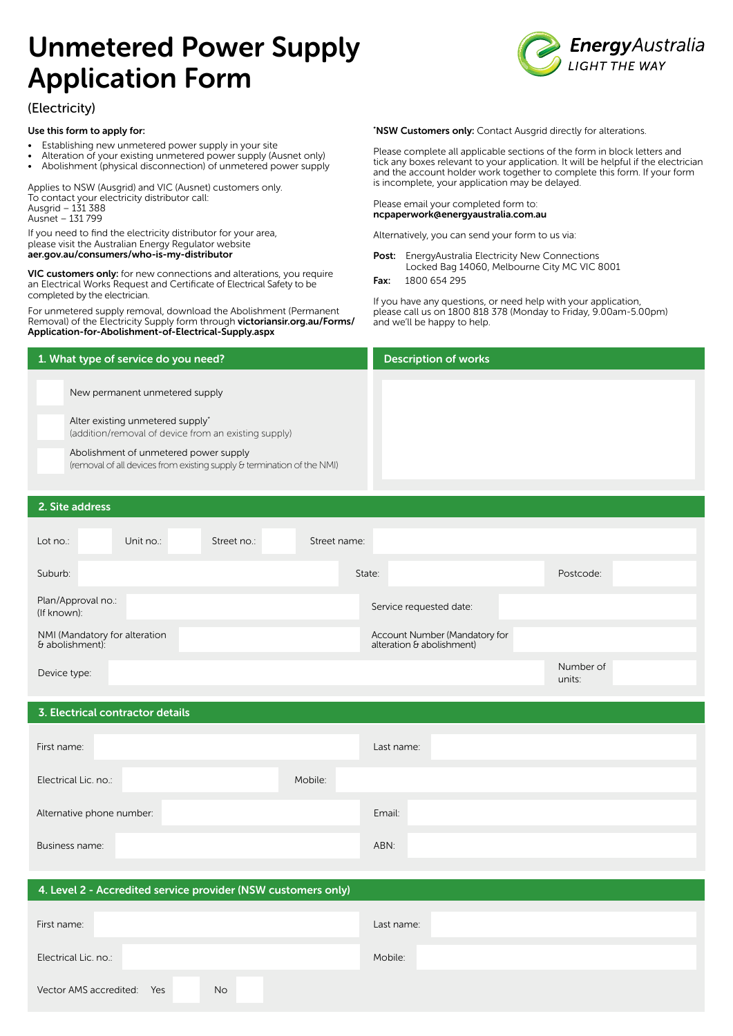# Unmetered Power Supply Application Form

(Electricity)

EnergyAustralia LIGHT THE WAY

**Use this form to apply for:**

- Establishing new unmetered power supply in your site
- Alteration of your existing unmetered power supply (Ausnet only)
- Abolishment (physical disconnection) of unmetered power supply

Applies to NSW (Ausgrid) and VIC (Ausnet) customers only.
To contact your electricity distributor call:
Ausgrid – 131 388
Ausnet – 131 799

If you need to find the electricity distributor for your area, please visit the Australian Energy Regulator website **aer.gov.au/consumers/who-is-my-distributor**

**VIC customers only:** for new connections and alterations, you require an Electrical Works Request and Certificate of Electrical Safety to be completed by the electrician.

For unmetered supply removal, download the Abolishment (Permanent Removal) of the Electricity Supply form through **victoriansir.org.au/Forms/Application-for-Abolishment-of-Electrical-Supply.aspx**

***NSW Customers only:** Contact Ausgrid directly for alterations.

Please complete all applicable sections of the form in block letters and tick any boxes relevant to your application. It will be helpful if the electrician and the account holder work together to complete this form. If your form is incomplete, your application may be delayed.

Please email your completed form to:
**ncpaperwork@energyaustralia.com.au**

Alternatively, you can send your form to us via:

**Post:** EnergyAustralia Electricity New Connections
Locked Bag 14060, Melbourne City MC VIC 8001

**Fax:** 1800 654 295

If you have any questions, or need help with your application, please call us on 1800 818 378 (Monday to Friday, 9.00am-5.00pm) and we'll be happy to help.

## 1. What type of service do you need?

- ☐ New permanent unmetered supply
- ☐ Alter existing unmetered supply*
  (addition/removal of device from an existing supply)
- ☐ Abolishment of unmetered power supply
  (removal of all devices from existing supply & termination of the NMI)

## Description of works

&nbsp;

## 2. Site address

| | | | | | | | |
|---|---|---|---|---|---|---|---|
| Lot no.: | | Unit no.: | | Street no.: | | Street name: | |
| Suburb: | | State: | | Postcode: | | | |
| Plan/Approval no.: (If known): | | Service requested date: | | | | | |
| NMI (Mandatory for alteration & abolishment): | | Account Number (Mandatory for alteration & abolishment) | | | | | |
| Device type: | | Number of units: | | | | | |

## 3. Electrical contractor details

| | | | |
|---|---|---|---|
| First name: | | Last name: | |
| Electrical Lic. no.: | | Mobile: | |
| Alternative phone number: | | Email: | |
| Business name: | | ABN: | |

## 4. Level 2 - Accredited service provider (NSW customers only)

| | | | |
|---|---|---|---|
| First name: | | Last name: | |
| Electrical Lic. no.: | | Mobile: | |

Vector AMS accredited: Yes ☐ No ☐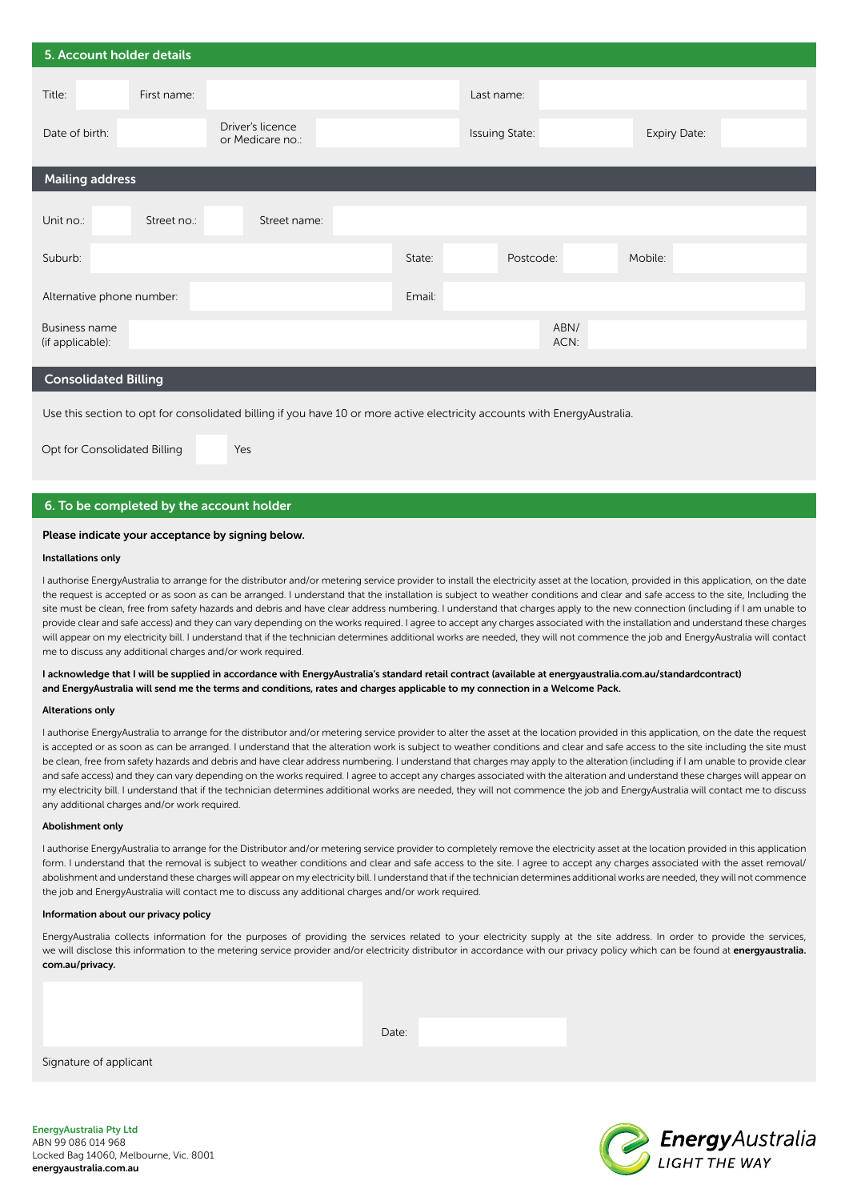## 5. Account holder details

| | | | | | | | |
|---|---|---|---|---|---|---|---|
| Title: | | First name: | | Last name: | | | |
| Date of birth: | | Driver's licence or Medicare no.: | | Issuing State: | | Expiry Date: | |

### Mailing address

| | | | | | | | |
|---|---|---|---|---|---|---|---|
| Unit no.: | | Street no.: | | Street name: | | | |
| Suburb: | | State: | | Postcode: | | Mobile: | |
| Alternative phone number: | | Email: | | | | | |
| Business name (if applicable): | | ABN/ ACN: | | | | | |

### Consolidated Billing

Use this section to opt for consolidated billing if you have 10 or more active electricity accounts with EnergyAustralia.

Opt for Consolidated Billing ☐ Yes

## 6. To be completed by the account holder

**Please indicate your acceptance by signing below.**

**Installations only**

I authorise EnergyAustralia to arrange for the distributor and/or metering service provider to install the electricity asset at the location, provided in this application, on the date the request is accepted or as soon as can be arranged. I understand that the installation is subject to weather conditions and clear and safe access to the site, Including the site must be clean, free from safety hazards and debris and have clear address numbering. I understand that charges apply to the new connection (including if I am unable to provide clear and safe access) and they can vary depending on the works required. I agree to accept any charges associated with the installation and understand these charges will appear on my electricity bill. I understand that if the technician determines additional works are needed, they will not commence the job and EnergyAustralia will contact me to discuss any additional charges and/or work required.

**I acknowledge that I will be supplied in accordance with EnergyAustralia's standard retail contract (available at energyaustralia.com.au/standardcontract) and EnergyAustralia will send me the terms and conditions, rates and charges applicable to my connection in a Welcome Pack.**

**Alterations only**

I authorise EnergyAustralia to arrange for the distributor and/or metering service provider to alter the asset at the location provided in this application, on the date the request is accepted or as soon as can be arranged. I understand that the alteration work is subject to weather conditions and clear and safe access to the site including the site must be clean, free from safety hazards and debris and have clear address numbering. I understand that charges may apply to the alteration (including if I am unable to provide clear and safe access) and they can vary depending on the works required. I agree to accept any charges associated with the alteration and understand these charges will appear on my electricity bill. I understand that if the technician determines additional works are needed, they will not commence the job and EnergyAustralia will contact me to discuss any additional charges and/or work required.

**Abolishment only**

I authorise EnergyAustralia to arrange for the Distributor and/or metering service provider to completely remove the electricity asset at the location provided in this application form. I understand that the removal is subject to weather conditions and clear and safe access to the site. I agree to accept any charges associated with the asset removal/ abolishment and understand these charges will appear on my electricity bill. I understand that if the technician determines additional works are needed, they will not commence the job and EnergyAustralia will contact me to discuss any additional charges and/or work required.

**Information about our privacy policy**

EnergyAustralia collects information for the purposes of providing the services related to your electricity supply at the site address. In order to provide the services, we will disclose this information to the metering service provider and/or electricity distributor in accordance with our privacy policy which can be found at **energyaustralia.com.au/privacy.**

Signature of applicant: ____________________ Date: ____________

**EnergyAustralia Pty Ltd**
ABN 99 086 014 968
Locked Bag 14060, Melbourne, Vic. 8001
**energyaustralia.com.au**

EnergyAustralia LIGHT THE WAY